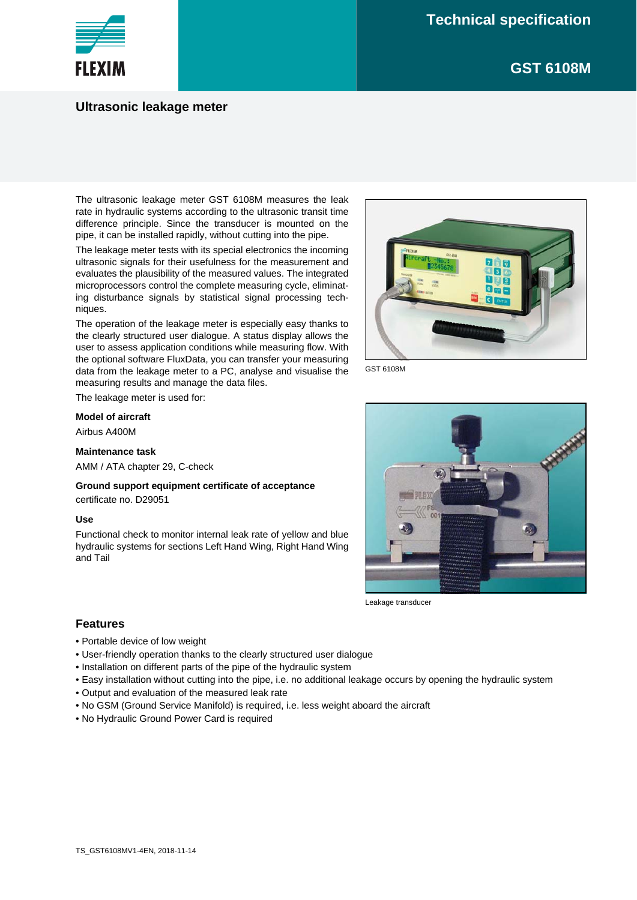# Technical specification

## GST 6108M

## Ultrasonic leakage meter

The ultrasonic leakage meter GST 6108M measures the leak rate in hydraulic systems according to the ultrasonic transit time difference principle. Since the transducer is mounted on the pipe, it can be installed rapidly, without cutting into the pipe.

The leakage meter tests with its special electronics the incoming ultrasonic signals for their usefulness for the measurement and evaluates the plausibility of the measured values. The integrated microprocessors control the complete measuring cycle, eliminating disturbance signals by statistical signal processing techniques.

The operation of the leakage meter is especially easy thanks to the clearly structured user dialogue. A status display allows the user to assess application conditions while measuring flow. With the optional software FluxData, you can transfer your measuring data from the leakage meter to a PC, analyse and visualise the measuring results and manage the data files.

The leakage meter is used for:

**Model of aircraft**

Airbus A400M

**Maintenance task**

AMM / ATA chapter 29, C-check

**Ground support equipment certificate of acceptance**

certificate no. D29051

**Use**

Functional check to monitor internal leak rate of yellow and blue hydraulic systems for sections Left Hand Wing, Right Hand Wing and Tail

GST 6108M

Leakage transducer

### Features

- Portable device of low weight
- User-friendly operation thanks to the clearly structured user dialogue
- Installation on different parts of the pipe of the hydraulic system
- Easy installation without cutting into the pipe, i.e. no additional leakage occurs by opening the hydraulic system
- Output and evaluation of the measured leak rate
- No GSM (Ground Service Manifold) is required, i.e. less weight aboard the aircraft
- No Hydraulic Ground Power Card is required

TS_GST6108MV1-4EN, 2018-11-14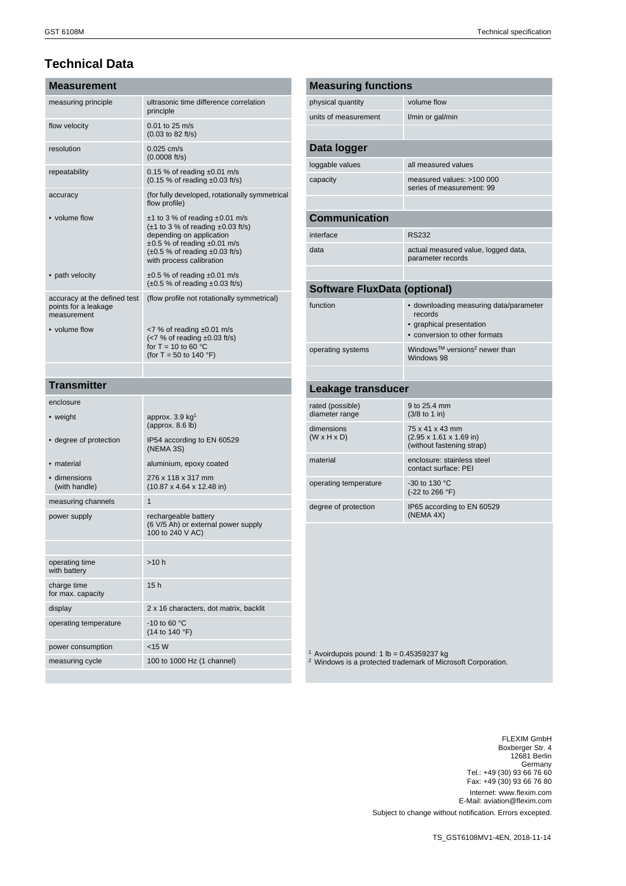# Technical Data

## Measurement

| | |
|---|---|
| measuring principle | ultrasonic time difference correlation principle |
| flow velocity | 0.01 to 25 m/s (0.03 to 82 ft/s) |
| resolution | 0.025 cm/s (0.0008 ft/s) |
| repeatability | 0.15 % of reading ±0.01 m/s (0.15 % of reading ±0.03 ft/s) |
| accuracy | (for fully developed, rotationally symmetrical flow profile) |
| • volume flow | ±1 to 3 % of reading ±0.01 m/s (±1 to 3 % of reading ±0.03 ft/s) depending on application ±0.5 % of reading ±0.01 m/s (±0.5 % of reading ±0.03 ft/s) with process calibration |
| • path velocity | ±0.5 % of reading ±0.01 m/s (±0.5 % of reading ±0.03 ft/s) |
| accuracy at the defined test points for a leakage measurement | (flow profile not rotationally symmetrical) |
| • volume flow | <7 % of reading ±0.01 m/s (<7 % of reading ±0.03 ft/s) for T = 10 to 60 °C (for T = 50 to 140 °F) |

## Transmitter

| | |
|---|---|
| enclosure | |
| • weight | approx. 3.9 kg[1] (approx. 8.6 lb) |
| • degree of protection | IP54 according to EN 60529 (NEMA 3S) |
| • material | aluminium, epoxy coated |
| • dimensions (with handle) | 276 x 118 x 317 mm (10.87 x 4.64 x 12.48 in) |
| measuring channels | 1 |
| power supply | rechargeable battery (6 V/5 Ah) or external power supply 100 to 240 V AC) |
| operating time with battery | >10 h |
| charge time for max. capacity | 15 h |
| display | 2 x 16 characters, dot matrix, backlit |
| operating temperature | -10 to 60 °C (14 to 140 °F) |
| power consumption | <15 W |
| measuring cycle | 100 to 1000 Hz (1 channel) |

## Measuring functions

| | |
|---|---|
| physical quantity | volume flow |
| units of measurement | l/min or gal/min |

## Data logger

| | |
|---|---|
| loggable values | all measured values |
| capacity | measured values: >100 000 series of measurement: 99 |

## Communication

| | |
|---|---|
| interface | RS232 |
| data | actual measured value, logged data, parameter records |

## Software FluxData (optional)

| | |
|---|---|
| function | • downloading measuring data/parameter records • graphical presentation • conversion to other formats |
| operating systems | Windows™ versions[2] newer than Windows 98 |

## Leakage transducer

| | |
|---|---|
| rated (possible) diameter range | 9 to 25.4 mm (3/8 to 1 in) |
| dimensions (W x H x D) | 75 x 41 x 43 mm (2.95 x 1.61 x 1.69 in) (without fastening strap) |
| material | enclosure: stainless steel contact surface: PEI |
| operating temperature | -30 to 130 °C (-22 to 266 °F) |
| degree of protection | IP65 according to EN 60529 (NEMA 4X) |

[1] Avoirdupois pound: 1 lb = 0.45359237 kg
[2] Windows is a protected trademark of Microsoft Corporation.

FLEXIM GmbH
Boxberger Str. 4
12681 Berlin
Germany
Tel.: +49 (30) 93 66 76 60
Fax: +49 (30) 93 66 76 80

Internet: www.flexim.com
E-Mail: aviation@flexim.com

Subject to change without notification. Errors excepted.

TS_GST6108MV1-4EN, 2018-11-14